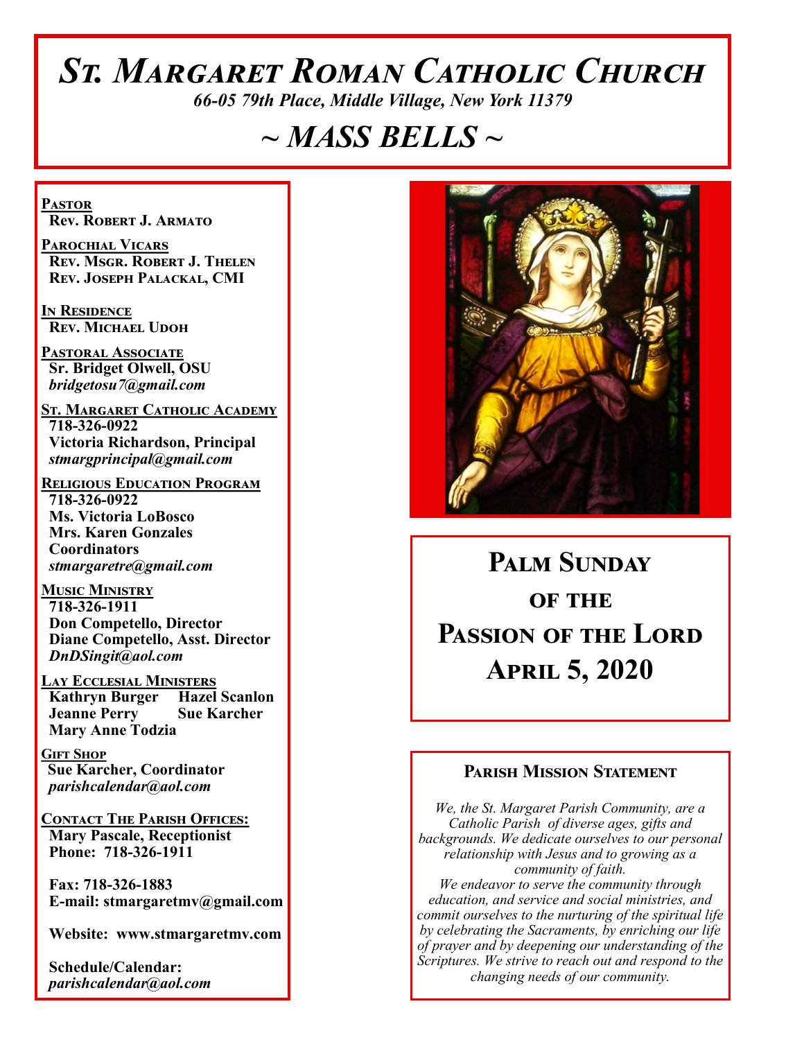# St. Margaret Roman Catholic Church

*66-05 79th Place, Middle Village, New York 11379*

# ~ MASS BELLS ~

**Pastor**
Rev. Robert J. Armato

**Parochial Vicars**
Rev. Msgr. Robert J. Thelen
Rev. Joseph Palackal, CMI

**In Residence**
Rev. Michael Udoh

**Pastoral Associate**
Sr. Bridget Olwell, OSU
*bridgetosu7@gmail.com*

**St. Margaret Catholic Academy**
718-326-0922
Victoria Richardson, Principal
*stmargprincipal@gmail.com*

**Religious Education Program**
718-326-0922
Ms. Victoria LoBosco
Mrs. Karen Gonzales
Coordinators
*stmargaretre@gmail.com*

**Music Ministry**
718-326-1911
Don Competello, Director
Diane Competello, Asst. Director
*DnDSingit@aol.com*

**Lay Ecclesial Ministers**
Kathryn Burger
Hazel Scanlon
Jeanne Perry
Sue Karcher
Mary Anne Todzia

**Gift Shop**
Sue Karcher, Coordinator
*parishcalendar@aol.com*

**Contact The Parish Offices:**
Mary Pascale, Receptionist
Phone: 718-326-1911

Fax: 718-326-1883
E-mail: stmargaretmv@gmail.com

Website: www.stmargaretmv.com

Schedule/Calendar:
*parishcalendar@aol.com*

## Palm Sunday of the Passion of the Lord
## April 5, 2020

### Parish Mission Statement

*We, the St. Margaret Parish Community, are a Catholic Parish of diverse ages, gifts and backgrounds. We dedicate ourselves to our personal relationship with Jesus and to growing as a community of faith.*
*We endeavor to serve the community through education, and service and social ministries, and commit ourselves to the nurturing of the spiritual life by celebrating the Sacraments, by enriching our life of prayer and by deepening our understanding of the Scriptures. We strive to reach out and respond to the changing needs of our community.*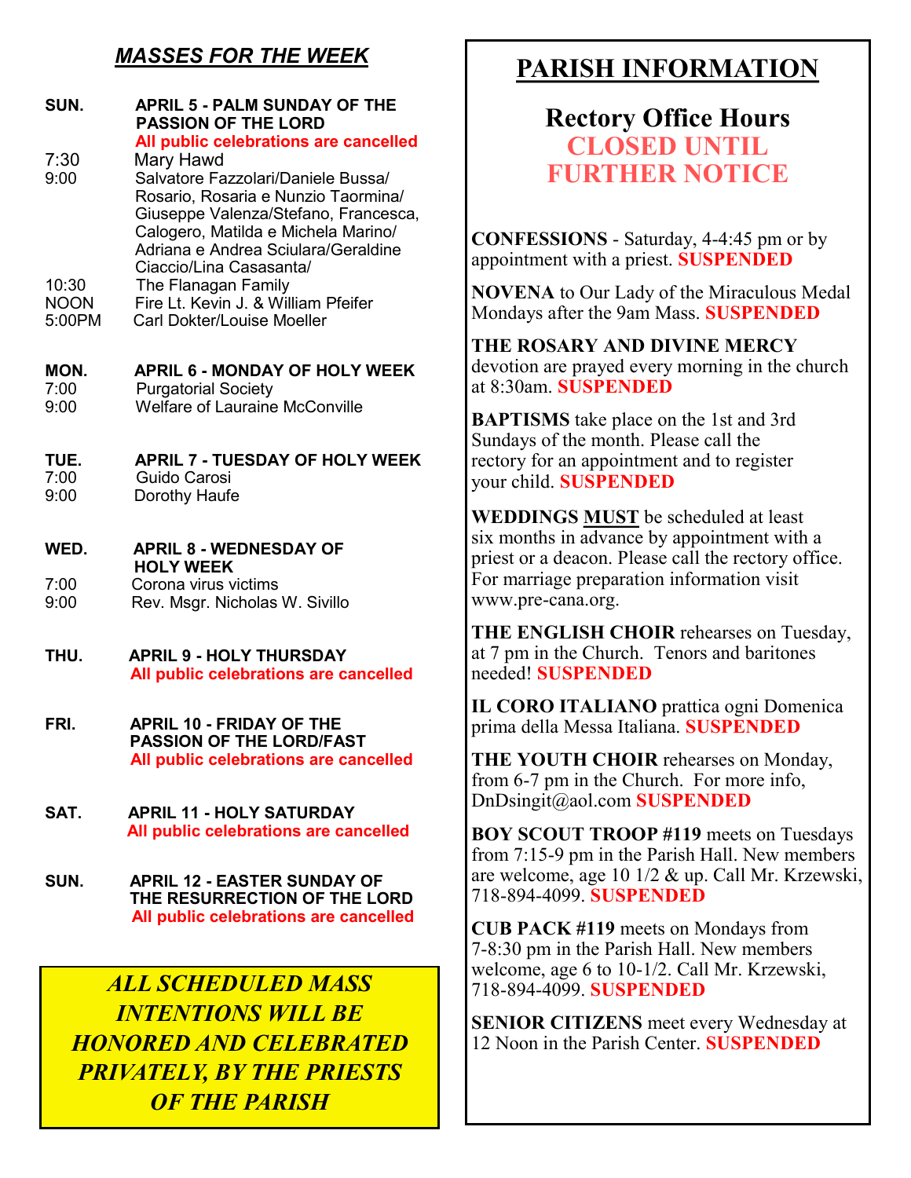## *MASSES FOR THE WEEK*

**SUN. APRIL 5 - PALM SUNDAY OF THE PASSION OF THE LORD**
**All public celebrations are cancelled**

- 7:30 Mary Hawd
- 9:00 Salvatore Fazzolari/Daniele Bussa/ Rosario, Rosaria e Nunzio Taormina/ Giuseppe Valenza/Stefano, Francesca, Calogero, Matilda e Michela Marino/ Adriana e Andrea Sciulara/Geraldine Ciaccio/Lina Casasanta/
- 10:30 The Flanagan Family
- NOON Fire Lt. Kevin J. & William Pfeifer
- 5:00PM Carl Dokter/Louise Moeller

**MON. APRIL 6 - MONDAY OF HOLY WEEK**

- 7:00 Purgatorial Society
- 9:00 Welfare of Lauraine McConville

**TUE. APRIL 7 - TUESDAY OF HOLY WEEK**

- 7:00 Guido Carosi
- 9:00 Dorothy Haufe

**WED. APRIL 8 - WEDNESDAY OF HOLY WEEK**

- 7:00 Corona virus victims
- 9:00 Rev. Msgr. Nicholas W. Sivillo

**THU. APRIL 9 - HOLY THURSDAY**
**All public celebrations are cancelled**

**FRI. APRIL 10 - FRIDAY OF THE PASSION OF THE LORD/FAST**
**All public celebrations are cancelled**

**SAT. APRIL 11 - HOLY SATURDAY**
**All public celebrations are cancelled**

**SUN. APRIL 12 - EASTER SUNDAY OF THE RESURRECTION OF THE LORD**
**All public celebrations are cancelled**

***ALL SCHEDULED MASS INTENTIONS WILL BE HONORED AND CELEBRATED PRIVATELY, BY THE PRIESTS OF THE PARISH***

# PARISH INFORMATION

## Rectory Office Hours
## CLOSED UNTIL FURTHER NOTICE

**CONFESSIONS** - Saturday, 4-4:45 pm or by appointment with a priest. **SUSPENDED**

**NOVENA** to Our Lady of the Miraculous Medal Mondays after the 9am Mass. **SUSPENDED**

**THE ROSARY AND DIVINE MERCY** devotion are prayed every morning in the church at 8:30am. **SUSPENDED**

**BAPTISMS** take place on the 1st and 3rd Sundays of the month. Please call the rectory for an appointment and to register your child. **SUSPENDED**

**WEDDINGS MUST** be scheduled at least six months in advance by appointment with a priest or a deacon. Please call the rectory office. For marriage preparation information visit www.pre-cana.org.

**THE ENGLISH CHOIR** rehearses on Tuesday, at 7 pm in the Church. Tenors and baritones needed! **SUSPENDED**

**IL CORO ITALIANO** prattica ogni Domenica prima della Messa Italiana. **SUSPENDED**

**THE YOUTH CHOIR** rehearses on Monday, from 6-7 pm in the Church. For more info, DnDsingit@aol.com **SUSPENDED**

**BOY SCOUT TROOP #119** meets on Tuesdays from 7:15-9 pm in the Parish Hall. New members are welcome, age 10 1/2 & up. Call Mr. Krzewski, 718-894-4099. **SUSPENDED**

**CUB PACK #119** meets on Mondays from 7-8:30 pm in the Parish Hall. New members welcome, age 6 to 10-1/2. Call Mr. Krzewski, 718-894-4099. **SUSPENDED**

**SENIOR CITIZENS** meet every Wednesday at 12 Noon in the Parish Center. **SUSPENDED**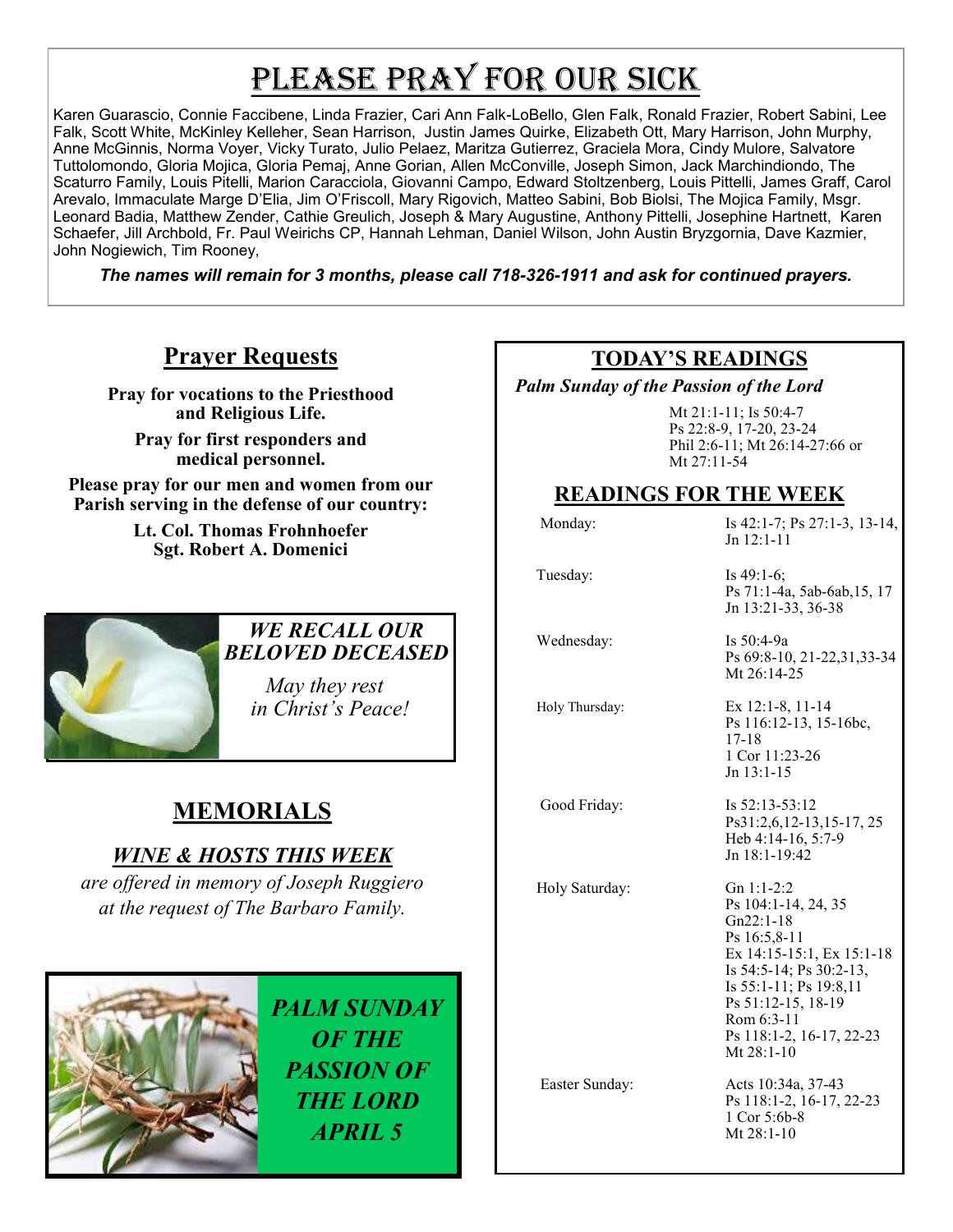# PLEASE PRAY FOR OUR SICK

Karen Guarascio, Connie Faccibene, Linda Frazier, Cari Ann Falk-LoBello, Glen Falk, Ronald Frazier, Robert Sabini, Lee Falk, Scott White, McKinley Kelleher, Sean Harrison, Justin James Quirke, Elizabeth Ott, Mary Harrison, John Murphy, Anne McGinnis, Norma Voyer, Vicky Turato, Julio Pelaez, Maritza Gutierrez, Graciela Mora, Cindy Mulore, Salvatore Tuttolomondo, Gloria Mojica, Gloria Pemaj, Anne Gorian, Allen McConville, Joseph Simon, Jack Marchindiondo, The Scaturro Family, Louis Pitelli, Marion Caracciola, Giovanni Campo, Edward Stoltzenberg, Louis Pittelli, James Graff, Carol Arevalo, Immaculate Marge D'Elia, Jim O'Friscoll, Mary Rigovich, Matteo Sabini, Bob Biolsi, The Mojica Family, Msgr. Leonard Badia, Matthew Zender, Cathie Greulich, Joseph & Mary Augustine, Anthony Pittelli, Josephine Hartnett, Karen Schaefer, Jill Archbold, Fr. Paul Weirichs CP, Hannah Lehman, Daniel Wilson, John Austin Bryzgornia, Dave Kazmier, John Nogiewich, Tim Rooney,

***The names will remain for 3 months, please call 718-326-1911 and ask for continued prayers.***

## Prayer Requests

**Pray for vocations to the Priesthood and Religious Life.**

**Pray for first responders and medical personnel.**

**Please pray for our men and women from our Parish serving in the defense of our country:**

**Lt. Col. Thomas Frohnhoefer**
**Sgt. Robert A. Domenici**

***WE RECALL OUR BELOVED DECEASED***

*May they rest in Christ's Peace!*

## MEMORIALS

### *WINE & HOSTS THIS WEEK*

*are offered in memory of Joseph Ruggiero at the request of The Barbaro Family.*

***PALM SUNDAY OF THE PASSION OF THE LORD APRIL 5***

## TODAY'S READINGS

***Palm Sunday of the Passion of the Lord***

Mt 21:1-11; Is 50:4-7
Ps 22:8-9, 17-20, 23-24
Phil 2:6-11; Mt 26:14-27:66 or
Mt 27:11-54

## READINGS FOR THE WEEK

| | |
|---|---|
| Monday: | Is 42:1-7; Ps 27:1-3, 13-14, Jn 12:1-11 |
| Tuesday: | Is 49:1-6; Ps 71:1-4a, 5ab-6ab,15, 17 Jn 13:21-33, 36-38 |
| Wednesday: | Is 50:4-9a Ps 69:8-10, 21-22,31,33-34 Mt 26:14-25 |
| Holy Thursday: | Ex 12:1-8, 11-14 Ps 116:12-13, 15-16bc, 17-18 1 Cor 11:23-26 Jn 13:1-15 |
| Good Friday: | Is 52:13-53:12 Ps31:2,6,12-13,15-17, 25 Heb 4:14-16, 5:7-9 Jn 18:1-19:42 |
| Holy Saturday: | Gn 1:1-2:2 Ps 104:1-14, 24, 35 Gn22:1-18 Ps 16:5,8-11 Ex 14:15-15:1, Ex 15:1-18 Is 54:5-14; Ps 30:2-13, Is 55:1-11; Ps 19:8,11 Ps 51:12-15, 18-19 Rom 6:3-11 Ps 118:1-2, 16-17, 22-23 Mt 28:1-10 |
| Easter Sunday: | Acts 10:34a, 37-43 Ps 118:1-2, 16-17, 22-23 1 Cor 5:6b-8 Mt 28:1-10 |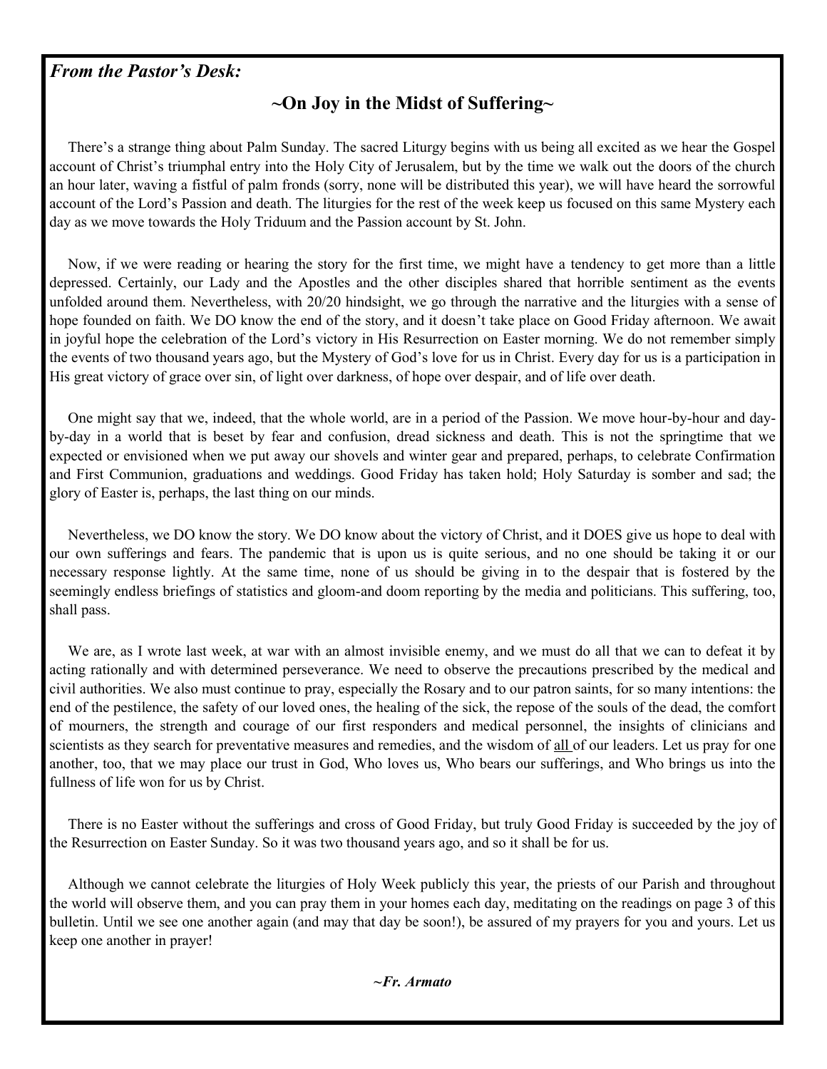***From the Pastor's Desk:***

## ~On Joy in the Midst of Suffering~

There's a strange thing about Palm Sunday. The sacred Liturgy begins with us being all excited as we hear the Gospel account of Christ's triumphal entry into the Holy City of Jerusalem, but by the time we walk out the doors of the church an hour later, waving a fistful of palm fronds (sorry, none will be distributed this year), we will have heard the sorrowful account of the Lord's Passion and death. The liturgies for the rest of the week keep us focused on this same Mystery each day as we move towards the Holy Triduum and the Passion account by St. John.

Now, if we were reading or hearing the story for the first time, we might have a tendency to get more than a little depressed. Certainly, our Lady and the Apostles and the other disciples shared that horrible sentiment as the events unfolded around them. Nevertheless, with 20/20 hindsight, we go through the narrative and the liturgies with a sense of hope founded on faith. We DO know the end of the story, and it doesn't take place on Good Friday afternoon. We await in joyful hope the celebration of the Lord's victory in His Resurrection on Easter morning. We do not remember simply the events of two thousand years ago, but the Mystery of God's love for us in Christ. Every day for us is a participation in His great victory of grace over sin, of light over darkness, of hope over despair, and of life over death.

One might say that we, indeed, that the whole world, are in a period of the Passion. We move hour-by-hour and day-by-day in a world that is beset by fear and confusion, dread sickness and death. This is not the springtime that we expected or envisioned when we put away our shovels and winter gear and prepared, perhaps, to celebrate Confirmation and First Communion, graduations and weddings. Good Friday has taken hold; Holy Saturday is somber and sad; the glory of Easter is, perhaps, the last thing on our minds.

Nevertheless, we DO know the story. We DO know about the victory of Christ, and it DOES give us hope to deal with our own sufferings and fears. The pandemic that is upon us is quite serious, and no one should be taking it or our necessary response lightly. At the same time, none of us should be giving in to the despair that is fostered by the seemingly endless briefings of statistics and gloom-and doom reporting by the media and politicians. This suffering, too, shall pass.

We are, as I wrote last week, at war with an almost invisible enemy, and we must do all that we can to defeat it by acting rationally and with determined perseverance. We need to observe the precautions prescribed by the medical and civil authorities. We also must continue to pray, especially the Rosary and to our patron saints, for so many intentions: the end of the pestilence, the safety of our loved ones, the healing of the sick, the repose of the souls of the dead, the comfort of mourners, the strength and courage of our first responders and medical personnel, the insights of clinicians and scientists as they search for preventative measures and remedies, and the wisdom of <u>all</u> of our leaders. Let us pray for one another, too, that we may place our trust in God, Who loves us, Who bears our sufferings, and Who brings us into the fullness of life won for us by Christ.

There is no Easter without the sufferings and cross of Good Friday, but truly Good Friday is succeeded by the joy of the Resurrection on Easter Sunday. So it was two thousand years ago, and so it shall be for us.

Although we cannot celebrate the liturgies of Holy Week publicly this year, the priests of our Parish and throughout the world will observe them, and you can pray them in your homes each day, meditating on the readings on page 3 of this bulletin. Until we see one another again (and may that day be soon!), be assured of my prayers for you and yours. Let us keep one another in prayer!

***~Fr. Armato***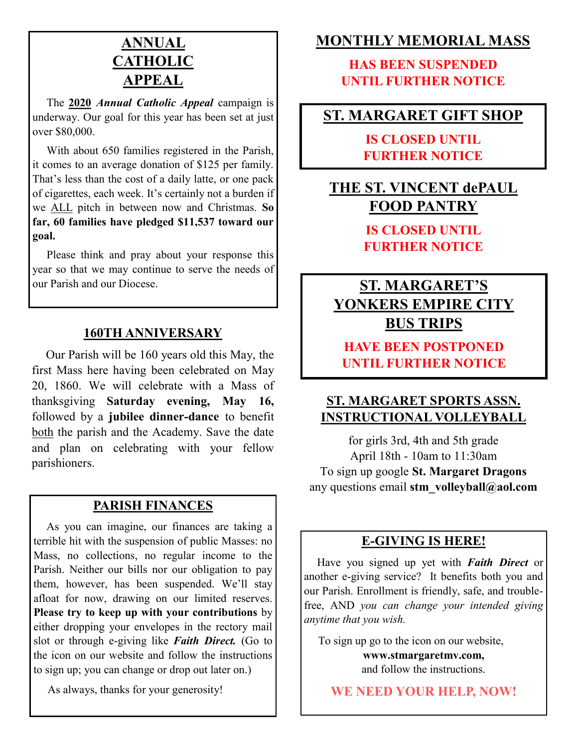## ANNUAL CATHOLIC APPEAL

The **2020** ***Annual Catholic Appeal*** campaign is underway. Our goal for this year has been set at just over $80,000.

With about 650 families registered in the Parish, it comes to an average donation of $125 per family. That's less than the cost of a daily latte, or one pack of cigarettes, each week. It's certainly not a burden if we ALL pitch in between now and Christmas. **So far, 60 families have pledged $11,537 toward our goal.**

Please think and pray about your response this year so that we may continue to serve the needs of our Parish and our Diocese.

## 160TH ANNIVERSARY

Our Parish will be 160 years old this May, the first Mass here having been celebrated on May 20, 1860. We will celebrate with a Mass of thanksgiving **Saturday evening, May 16,** followed by a **jubilee dinner-dance** to benefit both the parish and the Academy. Save the date and plan on celebrating with your fellow parishioners.

## PARISH FINANCES

As you can imagine, our finances are taking a terrible hit with the suspension of public Masses: no Mass, no collections, no regular income to the Parish. Neither our bills nor our obligation to pay them, however, has been suspended. We'll stay afloat for now, drawing on our limited reserves. **Please try to keep up with your contributions** by either dropping your envelopes in the rectory mail slot or through e-giving like ***Faith Direct.*** (Go to the icon on our website and follow the instructions to sign up; you can change or drop out later on.)

As always, thanks for your generosity!

## MONTHLY MEMORIAL MASS

**HAS BEEN SUSPENDED UNTIL FURTHER NOTICE**

## ST. MARGARET GIFT SHOP

**IS CLOSED UNTIL FURTHER NOTICE**

## THE ST. VINCENT dePAUL FOOD PANTRY

**IS CLOSED UNTIL FURTHER NOTICE**

## ST. MARGARET'S YONKERS EMPIRE CITY BUS TRIPS

**HAVE BEEN POSTPONED UNTIL FURTHER NOTICE**

## ST. MARGARET SPORTS ASSN. INSTRUCTIONAL VOLLEYBALL

for girls 3rd, 4th and 5th grade
April 18th - 10am to 11:30am
To sign up google **St. Margaret Dragons**
any questions email **stm_volleyball@aol.com**

## E-GIVING IS HERE!

Have you signed up yet with ***Faith Direct*** or another e-giving service? It benefits both you and our Parish. Enrollment is friendly, safe, and trouble-free, AND *you can change your intended giving anytime that you wish.*

To sign up go to the icon on our website, **www.stmargaretmv.com,** and follow the instructions.

**WE NEED YOUR HELP, NOW!**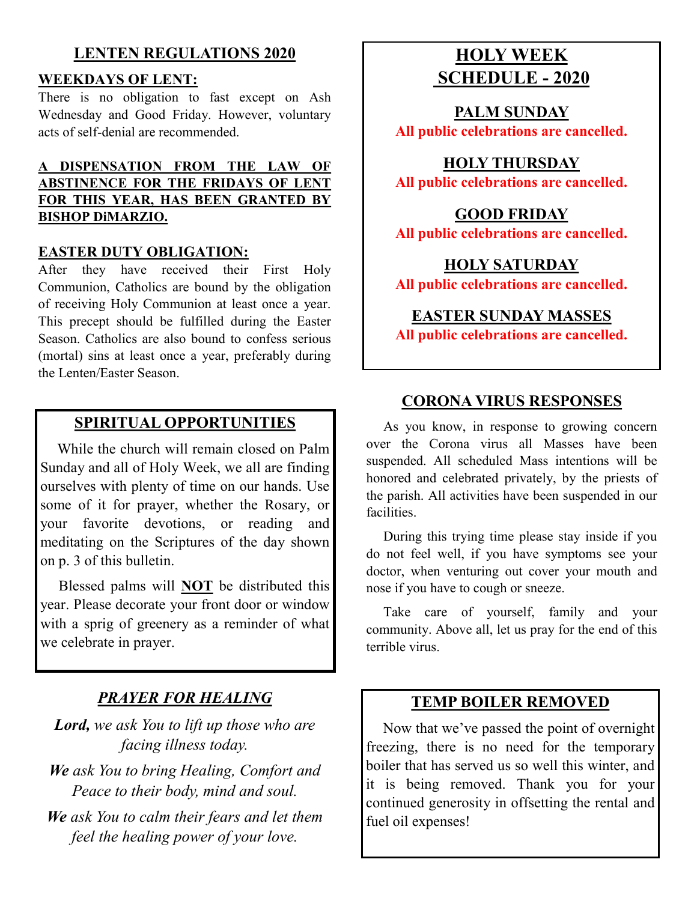## LENTEN REGULATIONS 2020

### WEEKDAYS OF LENT:

There is no obligation to fast except on Ash Wednesday and Good Friday. However, voluntary acts of self-denial are recommended.

**A DISPENSATION FROM THE LAW OF ABSTINENCE FOR THE FRIDAYS OF LENT FOR THIS YEAR, HAS BEEN GRANTED BY BISHOP DiMARZIO.**

### EASTER DUTY OBLIGATION:

After they have received their First Holy Communion, Catholics are bound by the obligation of receiving Holy Communion at least once a year. This precept should be fulfilled during the Easter Season. Catholics are also bound to confess serious (mortal) sins at least once a year, preferably during the Lenten/Easter Season.

## SPIRITUAL OPPORTUNITIES

While the church will remain closed on Palm Sunday and all of Holy Week, we all are finding ourselves with plenty of time on our hands. Use some of it for prayer, whether the Rosary, or your favorite devotions, or reading and meditating on the Scriptures of the day shown on p. 3 of this bulletin.

Blessed palms will **NOT** be distributed this year. Please decorate your front door or window with a sprig of greenery as a reminder of what we celebrate in prayer.

## *PRAYER FOR HEALING*

***Lord,*** *we ask You to lift up those who are facing illness today.*

***We*** *ask You to bring Healing, Comfort and Peace to their body, mind and soul.*

***We*** *ask You to calm their fears and let them feel the healing power of your love.*

## HOLY WEEK SCHEDULE - 2020

### PALM SUNDAY

**All public celebrations are cancelled.**

### HOLY THURSDAY

**All public celebrations are cancelled.**

### GOOD FRIDAY

**All public celebrations are cancelled.**

### HOLY SATURDAY

**All public celebrations are cancelled.**

### EASTER SUNDAY MASSES

**All public celebrations are cancelled.**

## CORONA VIRUS RESPONSES

As you know, in response to growing concern over the Corona virus all Masses have been suspended. All scheduled Mass intentions will be honored and celebrated privately, by the priests of the parish. All activities have been suspended in our facilities.

During this trying time please stay inside if you do not feel well, if you have symptoms see your doctor, when venturing out cover your mouth and nose if you have to cough or sneeze.

Take care of yourself, family and your community. Above all, let us pray for the end of this terrible virus.

## TEMP BOILER REMOVED

Now that we've passed the point of overnight freezing, there is no need for the temporary boiler that has served us so well this winter, and it is being removed. Thank you for your continued generosity in offsetting the rental and fuel oil expenses!